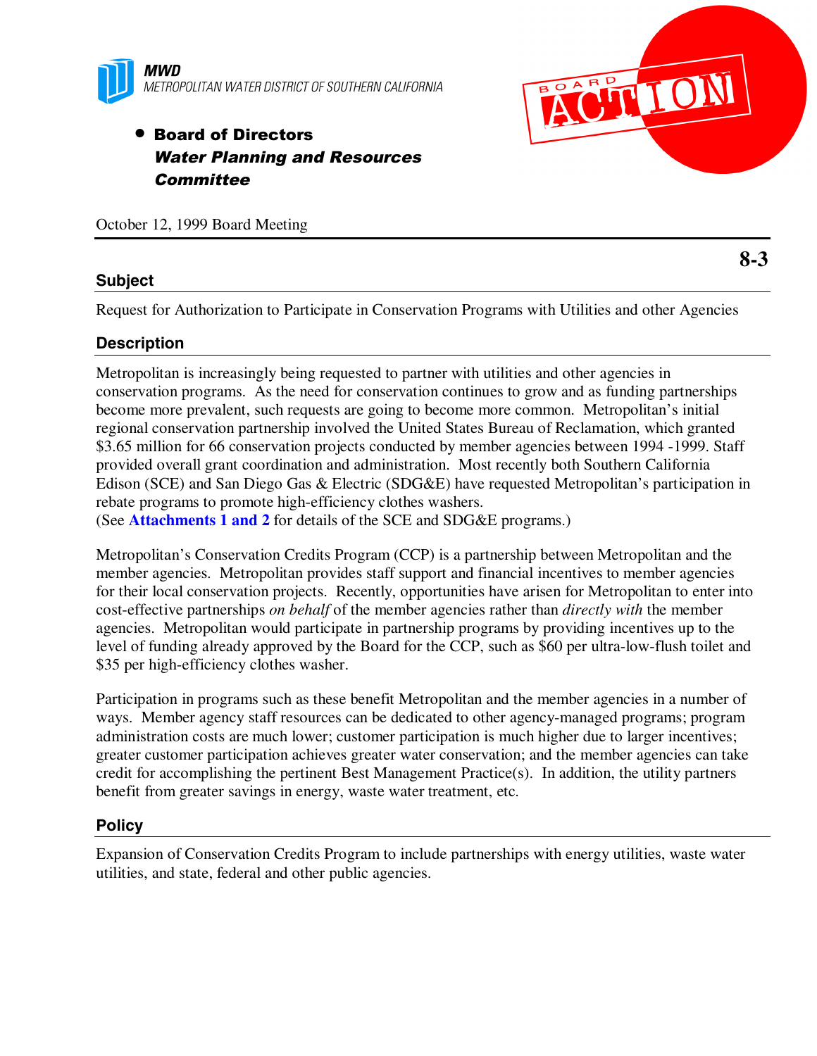**MWD**
METROPOLITAN WATER DISTRICT OF SOUTHERN CALIFORNIA

- **Board of Directors**
  ***Water Planning and Resources Committee***

BOARD ACTION

October 12, 1999 Board Meeting

**8-3**

## Subject

Request for Authorization to Participate in Conservation Programs with Utilities and other Agencies

## Description

Metropolitan is increasingly being requested to partner with utilities and other agencies in conservation programs. As the need for conservation continues to grow and as funding partnerships become more prevalent, such requests are going to become more common. Metropolitan's initial regional conservation partnership involved the United States Bureau of Reclamation, which granted $3.65 million for 66 conservation projects conducted by member agencies between 1994 -1999. Staff provided overall grant coordination and administration. Most recently both Southern California Edison (SCE) and San Diego Gas & Electric (SDG&E) have requested Metropolitan's participation in rebate programs to promote high-efficiency clothes washers.
(See **Attachments 1 and 2** for details of the SCE and SDG&E programs.)

Metropolitan's Conservation Credits Program (CCP) is a partnership between Metropolitan and the member agencies. Metropolitan provides staff support and financial incentives to member agencies for their local conservation projects. Recently, opportunities have arisen for Metropolitan to enter into cost-effective partnerships *on behalf* of the member agencies rather than *directly with* the member agencies. Metropolitan would participate in partnership programs by providing incentives up to the level of funding already approved by the Board for the CCP, such as $60 per ultra-low-flush toilet and $35 per high-efficiency clothes washer.

Participation in programs such as these benefit Metropolitan and the member agencies in a number of ways. Member agency staff resources can be dedicated to other agency-managed programs; program administration costs are much lower; customer participation is much higher due to larger incentives; greater customer participation achieves greater water conservation; and the member agencies can take credit for accomplishing the pertinent Best Management Practice(s). In addition, the utility partners benefit from greater savings in energy, waste water treatment, etc.

## Policy

Expansion of Conservation Credits Program to include partnerships with energy utilities, waste water utilities, and state, federal and other public agencies.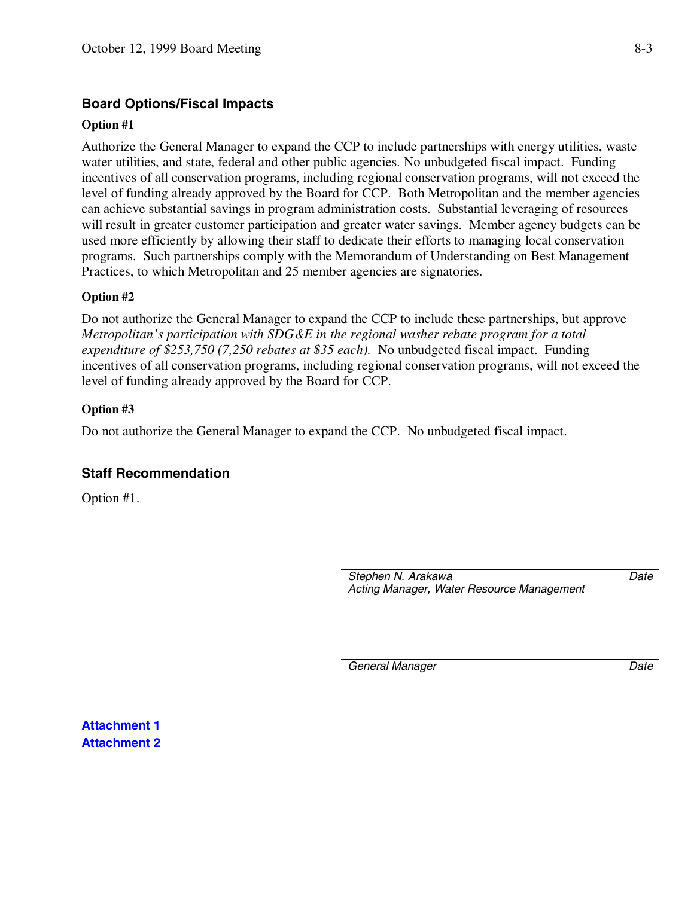## Board Options/Fiscal Impacts

**Option #1**

Authorize the General Manager to expand the CCP to include partnerships with energy utilities, waste water utilities, and state, federal and other public agencies. No unbudgeted fiscal impact. Funding incentives of all conservation programs, including regional conservation programs, will not exceed the level of funding already approved by the Board for CCP. Both Metropolitan and the member agencies can achieve substantial savings in program administration costs. Substantial leveraging of resources will result in greater customer participation and greater water savings. Member agency budgets can be used more efficiently by allowing their staff to dedicate their efforts to managing local conservation programs. Such partnerships comply with the Memorandum of Understanding on Best Management Practices, to which Metropolitan and 25 member agencies are signatories.

**Option #2**

Do not authorize the General Manager to expand the CCP to include these partnerships, but approve *Metropolitan's participation with SDG&E in the regional washer rebate program for a total expenditure of $253,750 (7,250 rebates at $35 each).* No unbudgeted fiscal impact. Funding incentives of all conservation programs, including regional conservation programs, will not exceed the level of funding already approved by the Board for CCP.

**Option #3**

Do not authorize the General Manager to expand the CCP. No unbudgeted fiscal impact.

## Staff Recommendation

Option #1.

*Stephen N. Arakawa* *Date*
*Acting Manager, Water Resource Management*

*General Manager* *Date*

**Attachment 1**
**Attachment 2**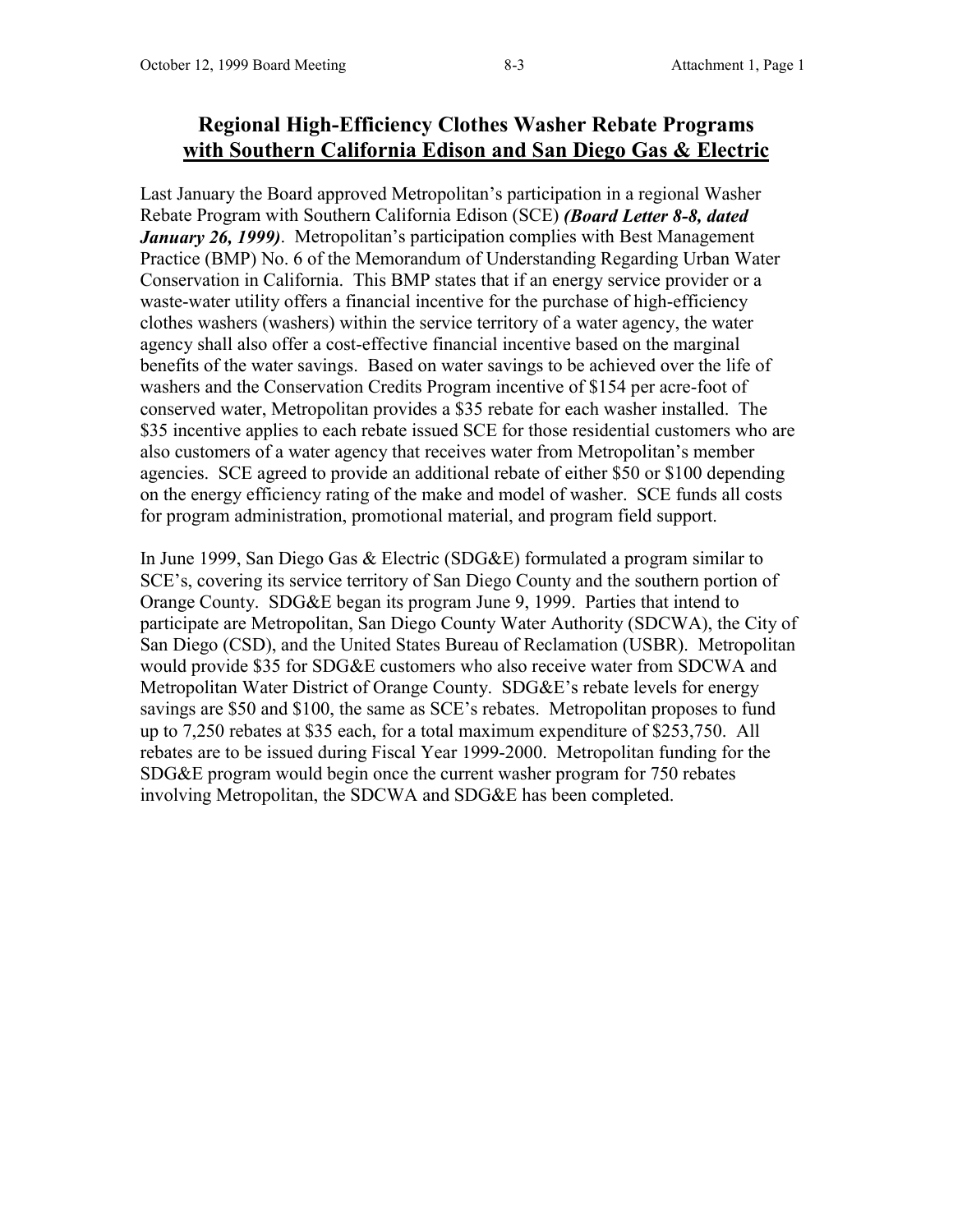## Regional High-Efficiency Clothes Washer Rebate Programs with Southern California Edison and San Diego Gas & Electric

Last January the Board approved Metropolitan's participation in a regional Washer Rebate Program with Southern California Edison (SCE) ***(Board Letter 8-8, dated January 26, 1999)***. Metropolitan's participation complies with Best Management Practice (BMP) No. 6 of the Memorandum of Understanding Regarding Urban Water Conservation in California. This BMP states that if an energy service provider or a waste-water utility offers a financial incentive for the purchase of high-efficiency clothes washers (washers) within the service territory of a water agency, the water agency shall also offer a cost-effective financial incentive based on the marginal benefits of the water savings. Based on water savings to be achieved over the life of washers and the Conservation Credits Program incentive of $154 per acre-foot of conserved water, Metropolitan provides a $35 rebate for each washer installed. The $35 incentive applies to each rebate issued SCE for those residential customers who are also customers of a water agency that receives water from Metropolitan's member agencies. SCE agreed to provide an additional rebate of either $50 or $100 depending on the energy efficiency rating of the make and model of washer. SCE funds all costs for program administration, promotional material, and program field support.

In June 1999, San Diego Gas & Electric (SDG&E) formulated a program similar to SCE's, covering its service territory of San Diego County and the southern portion of Orange County. SDG&E began its program June 9, 1999. Parties that intend to participate are Metropolitan, San Diego County Water Authority (SDCWA), the City of San Diego (CSD), and the United States Bureau of Reclamation (USBR). Metropolitan would provide $35 for SDG&E customers who also receive water from SDCWA and Metropolitan Water District of Orange County. SDG&E's rebate levels for energy savings are $50 and $100, the same as SCE's rebates. Metropolitan proposes to fund up to 7,250 rebates at $35 each, for a total maximum expenditure of $253,750. All rebates are to be issued during Fiscal Year 1999-2000. Metropolitan funding for the SDG&E program would begin once the current washer program for 750 rebates involving Metropolitan, the SDCWA and SDG&E has been completed.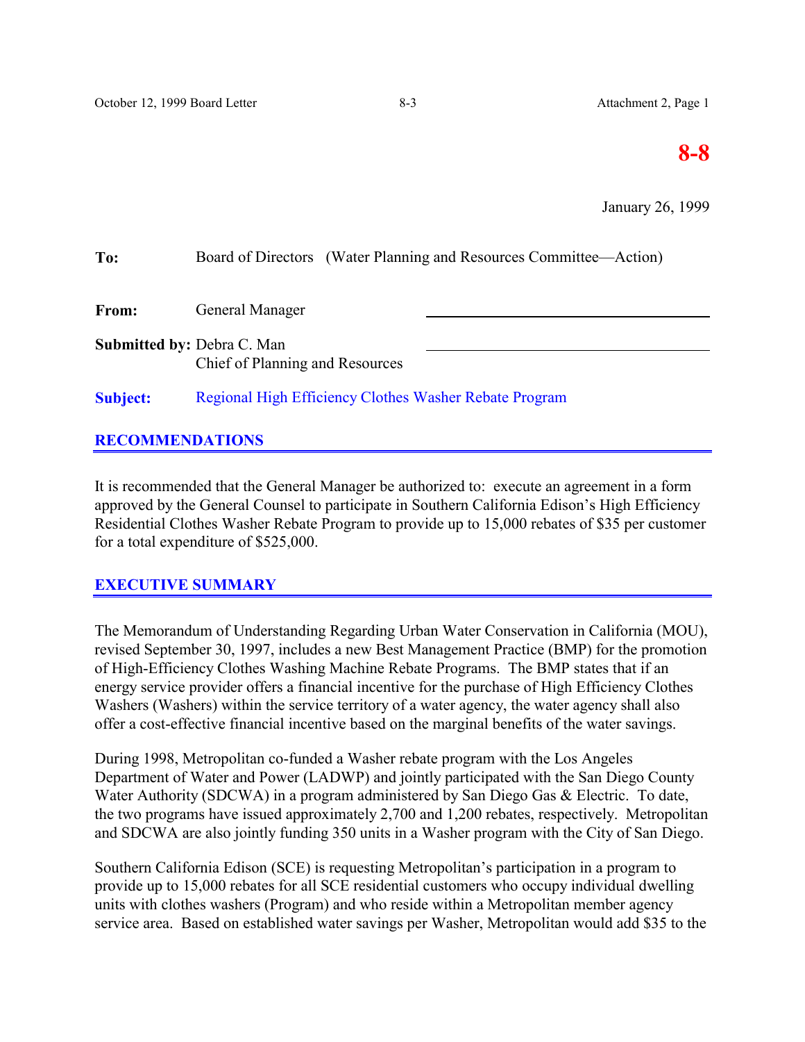**8-8**

January 26, 1999

**To:** Board of Directors (Water Planning and Resources Committee—Action)

**From:** General Manager

**Submitted by:** Debra C. Man
Chief of Planning and Resources

**Subject:** Regional High Efficiency Clothes Washer Rebate Program

## RECOMMENDATIONS

It is recommended that the General Manager be authorized to: execute an agreement in a form approved by the General Counsel to participate in Southern California Edison's High Efficiency Residential Clothes Washer Rebate Program to provide up to 15,000 rebates of $35 per customer for a total expenditure of $525,000.

## EXECUTIVE SUMMARY

The Memorandum of Understanding Regarding Urban Water Conservation in California (MOU), revised September 30, 1997, includes a new Best Management Practice (BMP) for the promotion of High-Efficiency Clothes Washing Machine Rebate Programs. The BMP states that if an energy service provider offers a financial incentive for the purchase of High Efficiency Clothes Washers (Washers) within the service territory of a water agency, the water agency shall also offer a cost-effective financial incentive based on the marginal benefits of the water savings.

During 1998, Metropolitan co-funded a Washer rebate program with the Los Angeles Department of Water and Power (LADWP) and jointly participated with the San Diego County Water Authority (SDCWA) in a program administered by San Diego Gas & Electric. To date, the two programs have issued approximately 2,700 and 1,200 rebates, respectively. Metropolitan and SDCWA are also jointly funding 350 units in a Washer program with the City of San Diego.

Southern California Edison (SCE) is requesting Metropolitan's participation in a program to provide up to 15,000 rebates for all SCE residential customers who occupy individual dwelling units with clothes washers (Program) and who reside within a Metropolitan member agency service area. Based on established water savings per Washer, Metropolitan would add $35 to the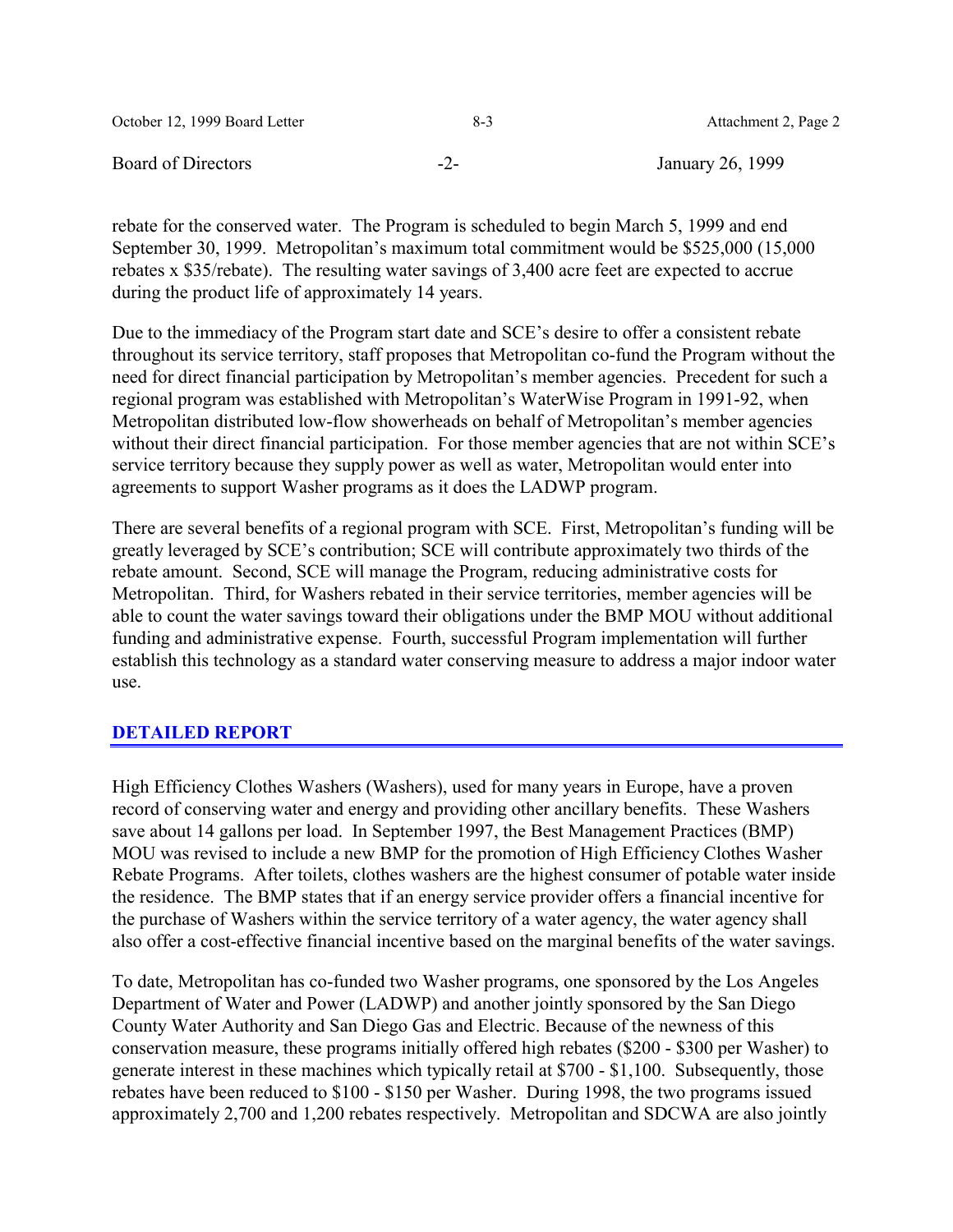rebate for the conserved water. The Program is scheduled to begin March 5, 1999 and end September 30, 1999. Metropolitan's maximum total commitment would be $525,000 (15,000 rebates x $35/rebate). The resulting water savings of 3,400 acre feet are expected to accrue during the product life of approximately 14 years.

Due to the immediacy of the Program start date and SCE's desire to offer a consistent rebate throughout its service territory, staff proposes that Metropolitan co-fund the Program without the need for direct financial participation by Metropolitan's member agencies. Precedent for such a regional program was established with Metropolitan's WaterWise Program in 1991-92, when Metropolitan distributed low-flow showerheads on behalf of Metropolitan's member agencies without their direct financial participation. For those member agencies that are not within SCE's service territory because they supply power as well as water, Metropolitan would enter into agreements to support Washer programs as it does the LADWP program.

There are several benefits of a regional program with SCE. First, Metropolitan's funding will be greatly leveraged by SCE's contribution; SCE will contribute approximately two thirds of the rebate amount. Second, SCE will manage the Program, reducing administrative costs for Metropolitan. Third, for Washers rebated in their service territories, member agencies will be able to count the water savings toward their obligations under the BMP MOU without additional funding and administrative expense. Fourth, successful Program implementation will further establish this technology as a standard water conserving measure to address a major indoor water use.

## DETAILED REPORT

High Efficiency Clothes Washers (Washers), used for many years in Europe, have a proven record of conserving water and energy and providing other ancillary benefits. These Washers save about 14 gallons per load. In September 1997, the Best Management Practices (BMP) MOU was revised to include a new BMP for the promotion of High Efficiency Clothes Washer Rebate Programs. After toilets, clothes washers are the highest consumer of potable water inside the residence. The BMP states that if an energy service provider offers a financial incentive for the purchase of Washers within the service territory of a water agency, the water agency shall also offer a cost-effective financial incentive based on the marginal benefits of the water savings.

To date, Metropolitan has co-funded two Washer programs, one sponsored by the Los Angeles Department of Water and Power (LADWP) and another jointly sponsored by the San Diego County Water Authority and San Diego Gas and Electric. Because of the newness of this conservation measure, these programs initially offered high rebates ($200 - $300 per Washer) to generate interest in these machines which typically retail at $700 - $1,100. Subsequently, those rebates have been reduced to $100 - $150 per Washer. During 1998, the two programs issued approximately 2,700 and 1,200 rebates respectively. Metropolitan and SDCWA are also jointly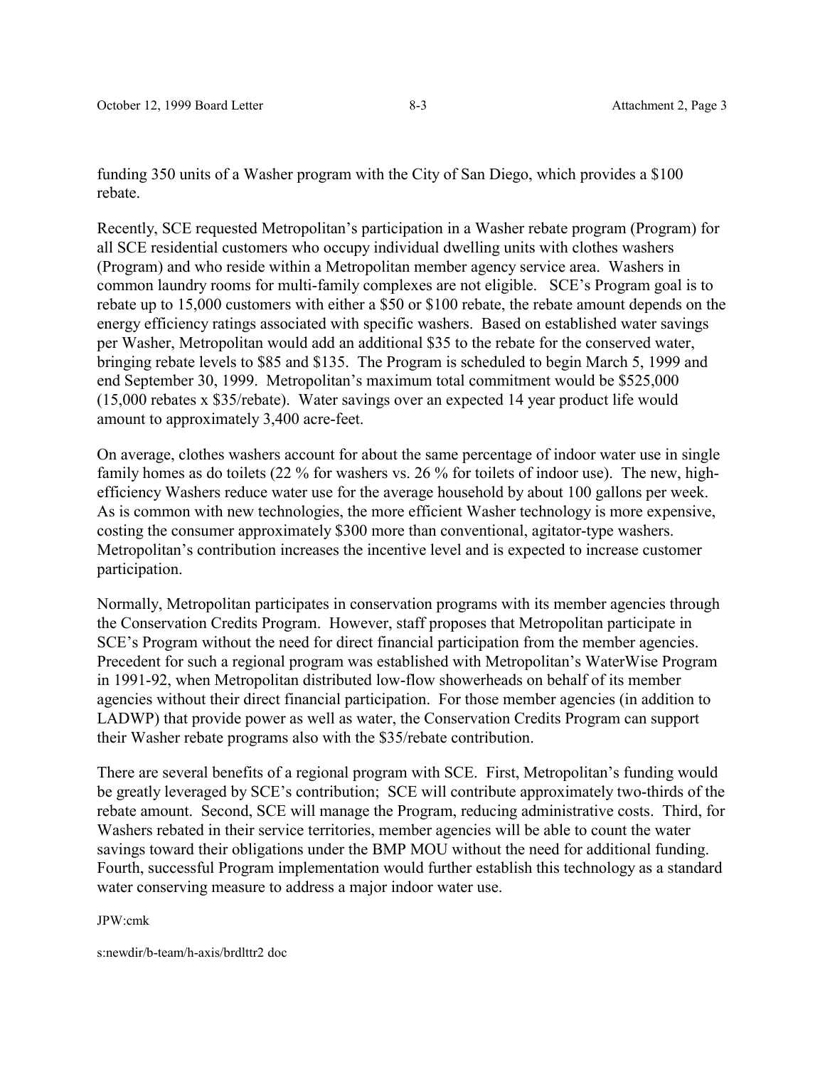funding 350 units of a Washer program with the City of San Diego, which provides a $100 rebate.

Recently, SCE requested Metropolitan's participation in a Washer rebate program (Program) for all SCE residential customers who occupy individual dwelling units with clothes washers (Program) and who reside within a Metropolitan member agency service area. Washers in common laundry rooms for multi-family complexes are not eligible. SCE's Program goal is to rebate up to 15,000 customers with either a $50 or $100 rebate, the rebate amount depends on the energy efficiency ratings associated with specific washers. Based on established water savings per Washer, Metropolitan would add an additional $35 to the rebate for the conserved water, bringing rebate levels to $85 and $135. The Program is scheduled to begin March 5, 1999 and end September 30, 1999. Metropolitan's maximum total commitment would be $525,000 (15,000 rebates x $35/rebate). Water savings over an expected 14 year product life would amount to approximately 3,400 acre-feet.

On average, clothes washers account for about the same percentage of indoor water use in single family homes as do toilets (22 % for washers vs. 26 % for toilets of indoor use). The new, high-efficiency Washers reduce water use for the average household by about 100 gallons per week. As is common with new technologies, the more efficient Washer technology is more expensive, costing the consumer approximately $300 more than conventional, agitator-type washers. Metropolitan's contribution increases the incentive level and is expected to increase customer participation.

Normally, Metropolitan participates in conservation programs with its member agencies through the Conservation Credits Program. However, staff proposes that Metropolitan participate in SCE's Program without the need for direct financial participation from the member agencies. Precedent for such a regional program was established with Metropolitan's WaterWise Program in 1991-92, when Metropolitan distributed low-flow showerheads on behalf of its member agencies without their direct financial participation. For those member agencies (in addition to LADWP) that provide power as well as water, the Conservation Credits Program can support their Washer rebate programs also with the $35/rebate contribution.

There are several benefits of a regional program with SCE. First, Metropolitan's funding would be greatly leveraged by SCE's contribution; SCE will contribute approximately two-thirds of the rebate amount. Second, SCE will manage the Program, reducing administrative costs. Third, for Washers rebated in their service territories, member agencies will be able to count the water savings toward their obligations under the BMP MOU without the need for additional funding. Fourth, successful Program implementation would further establish this technology as a standard water conserving measure to address a major indoor water use.

JPW:cmk

s:newdir/b-team/h-axis/brdlttr2 doc